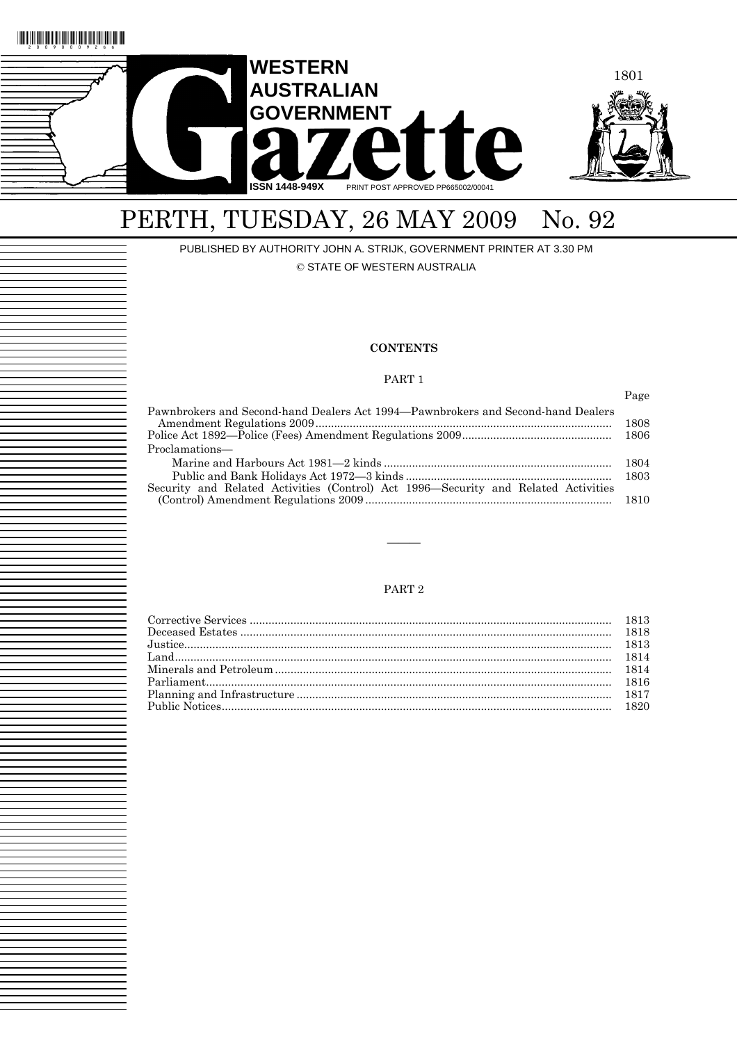# WESTERN AUSTRALIAN GOVERNMENT Gazette

ISSN 1448-949X PRINT POST APPROVED PP665002/00041

# PERTH, TUESDAY, 26 MAY 2009 No. 92

PUBLISHED BY AUTHORITY JOHN A. STRIJK, GOVERNMENT PRINTER AT 3.30 PM

© STATE OF WESTERN AUSTRALIA

## CONTENTS

### PART 1

| | Page |
|---|---|
| Pawnbrokers and Second-hand Dealers Act 1994—Pawnbrokers and Second-hand Dealers Amendment Regulations 2009 | 1808 |
| Police Act 1892—Police (Fees) Amendment Regulations 2009 | 1806 |
| Proclamations— | |
| Marine and Harbours Act 1981—2 kinds | 1804 |
| Public and Bank Holidays Act 1972—3 kinds | 1803 |
| Security and Related Activities (Control) Act 1996—Security and Related Activities (Control) Amendment Regulations 2009 | 1810 |

---

### PART 2

| | |
|---|---|
| Corrective Services | 1813 |
| Deceased Estates | 1818 |
| Justice | 1813 |
| Land | 1814 |
| Minerals and Petroleum | 1814 |
| Parliament | 1816 |
| Planning and Infrastructure | 1817 |
| Public Notices | 1820 |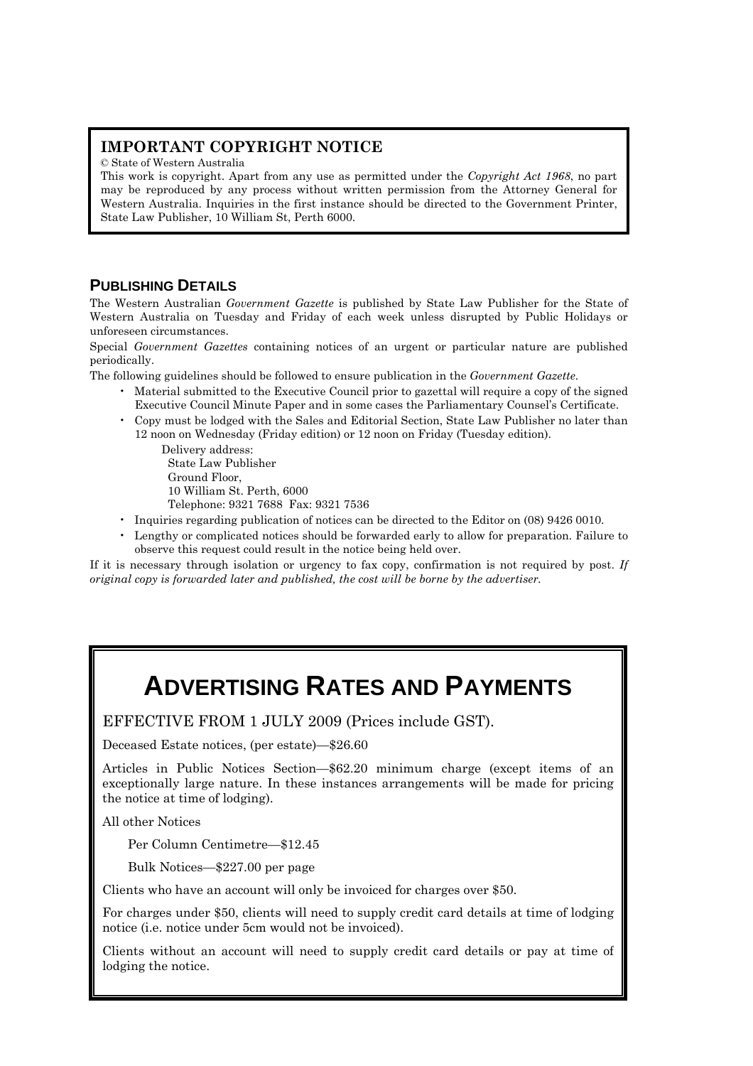## IMPORTANT COPYRIGHT NOTICE

© State of Western Australia

This work is copyright. Apart from any use as permitted under the *Copyright Act 1968*, no part may be reproduced by any process without written permission from the Attorney General for Western Australia. Inquiries in the first instance should be directed to the Government Printer, State Law Publisher, 10 William St, Perth 6000.

## PUBLISHING DETAILS

The Western Australian *Government Gazette* is published by State Law Publisher for the State of Western Australia on Tuesday and Friday of each week unless disrupted by Public Holidays or unforeseen circumstances.

Special *Government Gazettes* containing notices of an urgent or particular nature are published periodically.

The following guidelines should be followed to ensure publication in the *Government Gazette*.

- Material submitted to the Executive Council prior to gazettal will require a copy of the signed Executive Council Minute Paper and in some cases the Parliamentary Counsel's Certificate.
- Copy must be lodged with the Sales and Editorial Section, State Law Publisher no later than 12 noon on Wednesday (Friday edition) or 12 noon on Friday (Tuesday edition).

  Delivery address:
  State Law Publisher
  Ground Floor,
  10 William St. Perth, 6000
  Telephone: 9321 7688 Fax: 9321 7536
- Inquiries regarding publication of notices can be directed to the Editor on (08) 9426 0010.
- Lengthy or complicated notices should be forwarded early to allow for preparation. Failure to observe this request could result in the notice being held over.

If it is necessary through isolation or urgency to fax copy, confirmation is not required by post. *If original copy is forwarded later and published, the cost will be borne by the advertiser.*

# ADVERTISING RATES AND PAYMENTS

EFFECTIVE FROM 1 JULY 2009 (Prices include GST).

Deceased Estate notices, (per estate)—$26.60

Articles in Public Notices Section—$62.20 minimum charge (except items of an exceptionally large nature. In these instances arrangements will be made for pricing the notice at time of lodging).

All other Notices

Per Column Centimetre—$12.45

Bulk Notices—$227.00 per page

Clients who have an account will only be invoiced for charges over $50.

For charges under $50, clients will need to supply credit card details at time of lodging notice (i.e. notice under 5cm would not be invoiced).

Clients without an account will need to supply credit card details or pay at time of lodging the notice.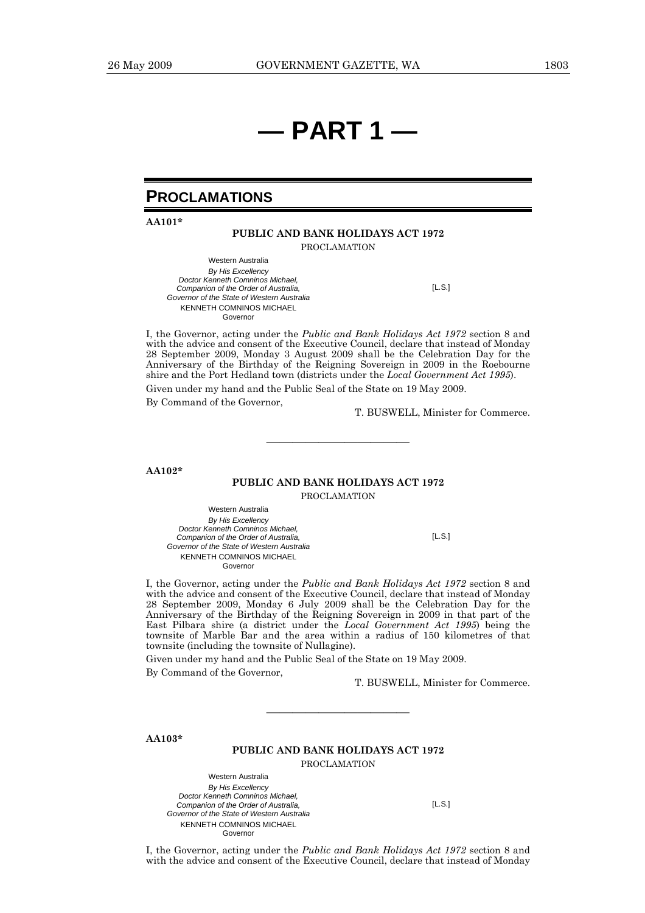# — PART 1 —

## PROCLAMATIONS

**AA101***

**PUBLIC AND BANK HOLIDAYS ACT 1972**

PROCLAMATION

Western Australia
*By His Excellency*
*Doctor Kenneth Comninos Michael,*
*Companion of the Order of Australia,*
*Governor of the State of Western Australia*
KENNETH COMNINOS MICHAEL
Governor

[L.S.]

I, the Governor, acting under the *Public and Bank Holidays Act 1972* section 8 and with the advice and consent of the Executive Council, declare that instead of Monday 28 September 2009, Monday 3 August 2009 shall be the Celebration Day for the Anniversary of the Birthday of the Reigning Sovereign in 2009 in the Roebourne shire and the Port Hedland town (districts under the *Local Government Act 1995*).

Given under my hand and the Public Seal of the State on 19 May 2009.

By Command of the Governor,

T. BUSWELL, Minister for Commerce.

---

**AA102***

**PUBLIC AND BANK HOLIDAYS ACT 1972**

PROCLAMATION

Western Australia
*By His Excellency*
*Doctor Kenneth Comninos Michael,*
*Companion of the Order of Australia,*
*Governor of the State of Western Australia*
KENNETH COMNINOS MICHAEL
Governor

[L.S.]

I, the Governor, acting under the *Public and Bank Holidays Act 1972* section 8 and with the advice and consent of the Executive Council, declare that instead of Monday 28 September 2009, Monday 6 July 2009 shall be the Celebration Day for the Anniversary of the Birthday of the Reigning Sovereign in 2009 in that part of the East Pilbara shire (a district under the *Local Government Act 1995*) being the townsite of Marble Bar and the area within a radius of 150 kilometres of that townsite (including the townsite of Nullagine).

Given under my hand and the Public Seal of the State on 19 May 2009.

By Command of the Governor,

T. BUSWELL, Minister for Commerce.

---

**AA103***

**PUBLIC AND BANK HOLIDAYS ACT 1972**

PROCLAMATION

Western Australia
*By His Excellency*
*Doctor Kenneth Comninos Michael,*
*Companion of the Order of Australia,*
*Governor of the State of Western Australia*
KENNETH COMNINOS MICHAEL
Governor

[L.S.]

I, the Governor, acting under the *Public and Bank Holidays Act 1972* section 8 and with the advice and consent of the Executive Council, declare that instead of Monday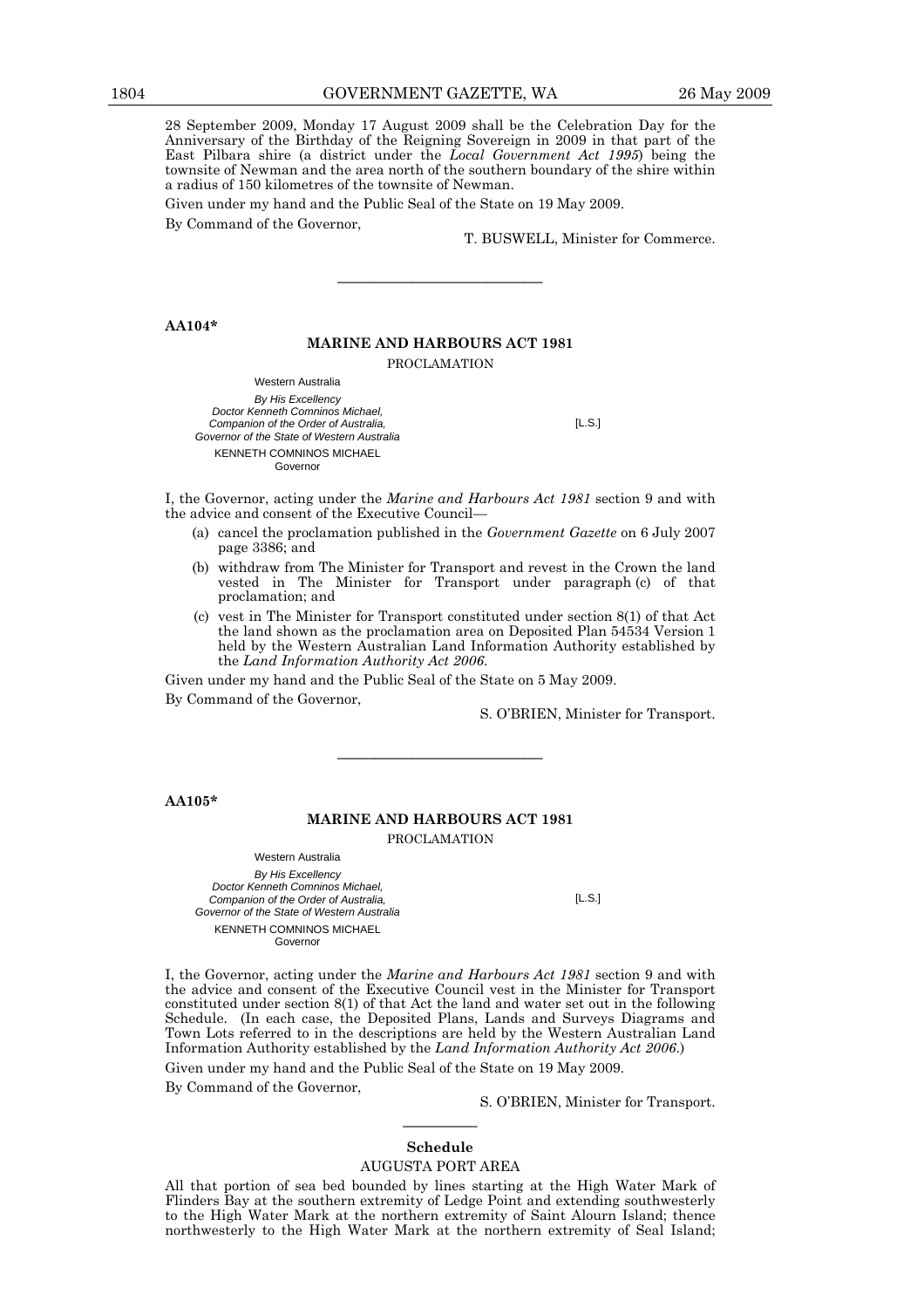28 September 2009, Monday 17 August 2009 shall be the Celebration Day for the Anniversary of the Birthday of the Reigning Sovereign in 2009 in that part of the East Pilbara shire (a district under the *Local Government Act 1995*) being the townsite of Newman and the area north of the southern boundary of the shire within a radius of 150 kilometres of the townsite of Newman.

Given under my hand and the Public Seal of the State on 19 May 2009.

By Command of the Governor,

T. BUSWELL, Minister for Commerce.

---

**AA104***

## MARINE AND HARBOURS ACT 1981

PROCLAMATION

Western Australia

*By His Excellency*
*Doctor Kenneth Comninos Michael,*
*Companion of the Order of Australia,*
*Governor of the State of Western Australia*

KENNETH COMNINOS MICHAEL
Governor

[L.S.]

I, the Governor, acting under the *Marine and Harbours Act 1981* section 9 and with the advice and consent of the Executive Council—

(a) cancel the proclamation published in the *Government Gazette* on 6 July 2007 page 3386; and

(b) withdraw from The Minister for Transport and revest in the Crown the land vested in The Minister for Transport under paragraph (c) of that proclamation; and

(c) vest in The Minister for Transport constituted under section 8(1) of that Act the land shown as the proclamation area on Deposited Plan 54534 Version 1 held by the Western Australian Land Information Authority established by the *Land Information Authority Act 2006*.

Given under my hand and the Public Seal of the State on 5 May 2009.

By Command of the Governor,

S. O'BRIEN, Minister for Transport.

---

**AA105***

## MARINE AND HARBOURS ACT 1981

PROCLAMATION

Western Australia

*By His Excellency*
*Doctor Kenneth Comninos Michael,*
*Companion of the Order of Australia,*
*Governor of the State of Western Australia*

KENNETH COMNINOS MICHAEL
Governor

[L.S.]

I, the Governor, acting under the *Marine and Harbours Act 1981* section 9 and with the advice and consent of the Executive Council vest in the Minister for Transport constituted under section 8(1) of that Act the land and water set out in the following Schedule. (In each case, the Deposited Plans, Lands and Surveys Diagrams and Town Lots referred to in the descriptions are held by the Western Australian Land Information Authority established by the *Land Information Authority Act 2006*.)

Given under my hand and the Public Seal of the State on 19 May 2009.

By Command of the Governor,

S. O'BRIEN, Minister for Transport.

---

### Schedule

AUGUSTA PORT AREA

All that portion of sea bed bounded by lines starting at the High Water Mark of Flinders Bay at the southern extremity of Ledge Point and extending southwesterly to the High Water Mark at the northern extremity of Saint Alourn Island; thence northwesterly to the High Water Mark at the northern extremity of Seal Island;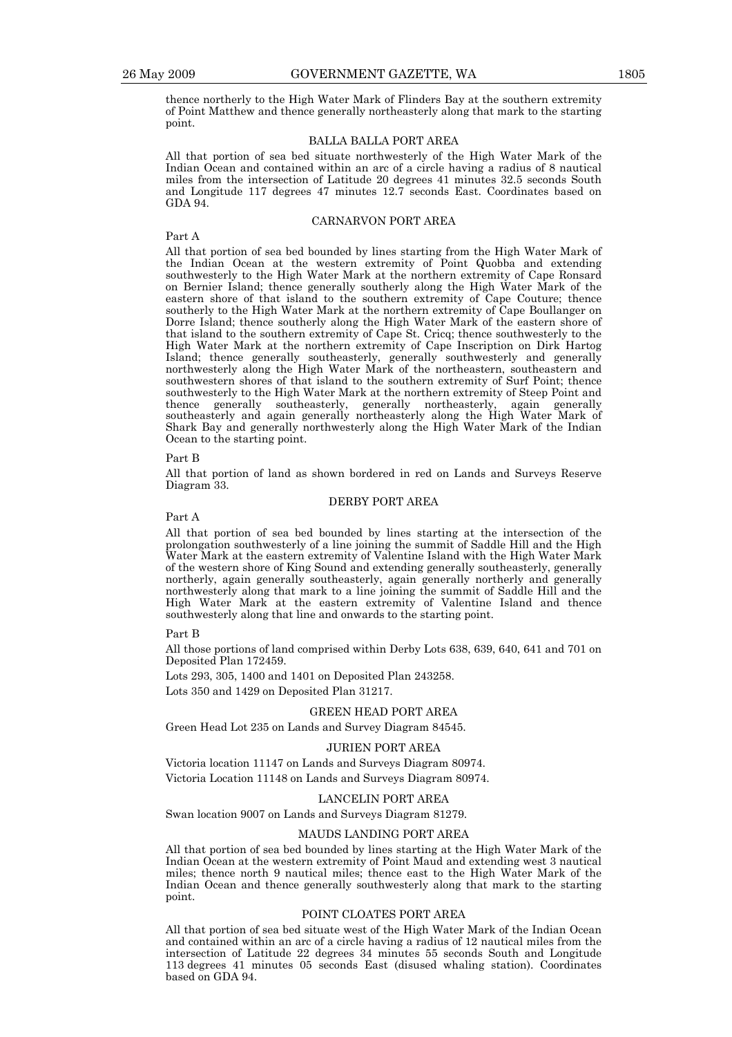thence northerly to the High Water Mark of Flinders Bay at the southern extremity of Point Matthew and thence generally northeasterly along that mark to the starting point.

### BALLA BALLA PORT AREA

All that portion of sea bed situate northwesterly of the High Water Mark of the Indian Ocean and contained within an arc of a circle having a radius of 8 nautical miles from the intersection of Latitude 20 degrees 41 minutes 32.5 seconds South and Longitude 117 degrees 47 minutes 12.7 seconds East. Coordinates based on GDA 94.

### CARNARVON PORT AREA

Part A

All that portion of sea bed bounded by lines starting from the High Water Mark of the Indian Ocean at the western extremity of Point Quobba and extending southwesterly to the High Water Mark at the northern extremity of Cape Ronsard on Bernier Island; thence generally southerly along the High Water Mark of the eastern shore of that island to the southern extremity of Cape Couture; thence southerly to the High Water Mark at the northern extremity of Cape Boullanger on Dorre Island; thence southerly along the High Water Mark of the eastern shore of that island to the southern extremity of Cape St. Cricq; thence southwesterly to the High Water Mark at the northern extremity of Cape Inscription on Dirk Hartog Island; thence generally southeasterly, generally southwesterly and generally northwesterly along the High Water Mark of the northeastern, southeastern and southwestern shores of that island to the southern extremity of Surf Point; thence southwesterly to the High Water Mark at the northern extremity of Steep Point and thence generally southeasterly, generally northeasterly, again generally southeasterly and again generally northeasterly along the High Water Mark of Shark Bay and generally northwesterly along the High Water Mark of the Indian Ocean to the starting point.

Part B

All that portion of land as shown bordered in red on Lands and Surveys Reserve Diagram 33.

### DERBY PORT AREA

Part A

All that portion of sea bed bounded by lines starting at the intersection of the prolongation southwesterly of a line joining the summit of Saddle Hill and the High Water Mark at the eastern extremity of Valentine Island with the High Water Mark of the western shore of King Sound and extending generally southeasterly, generally northerly, again generally southeasterly, again generally northerly and generally northwesterly along that mark to a line joining the summit of Saddle Hill and the High Water Mark at the eastern extremity of Valentine Island and thence southwesterly along that line and onwards to the starting point.

Part B

All those portions of land comprised within Derby Lots 638, 639, 640, 641 and 701 on Deposited Plan 172459.

Lots 293, 305, 1400 and 1401 on Deposited Plan 243258.

Lots 350 and 1429 on Deposited Plan 31217.

### GREEN HEAD PORT AREA

Green Head Lot 235 on Lands and Survey Diagram 84545.

### JURIEN PORT AREA

Victoria location 11147 on Lands and Surveys Diagram 80974.

Victoria Location 11148 on Lands and Surveys Diagram 80974.

### LANCELIN PORT AREA

Swan location 9007 on Lands and Surveys Diagram 81279.

### MAUDS LANDING PORT AREA

All that portion of sea bed bounded by lines starting at the High Water Mark of the Indian Ocean at the western extremity of Point Maud and extending west 3 nautical miles; thence north 9 nautical miles; thence east to the High Water Mark of the Indian Ocean and thence generally southwesterly along that mark to the starting point.

### POINT CLOATES PORT AREA

All that portion of sea bed situate west of the High Water Mark of the Indian Ocean and contained within an arc of a circle having a radius of 12 nautical miles from the intersection of Latitude 22 degrees 34 minutes 55 seconds South and Longitude 113 degrees 41 minutes 05 seconds East (disused whaling station). Coordinates based on GDA 94.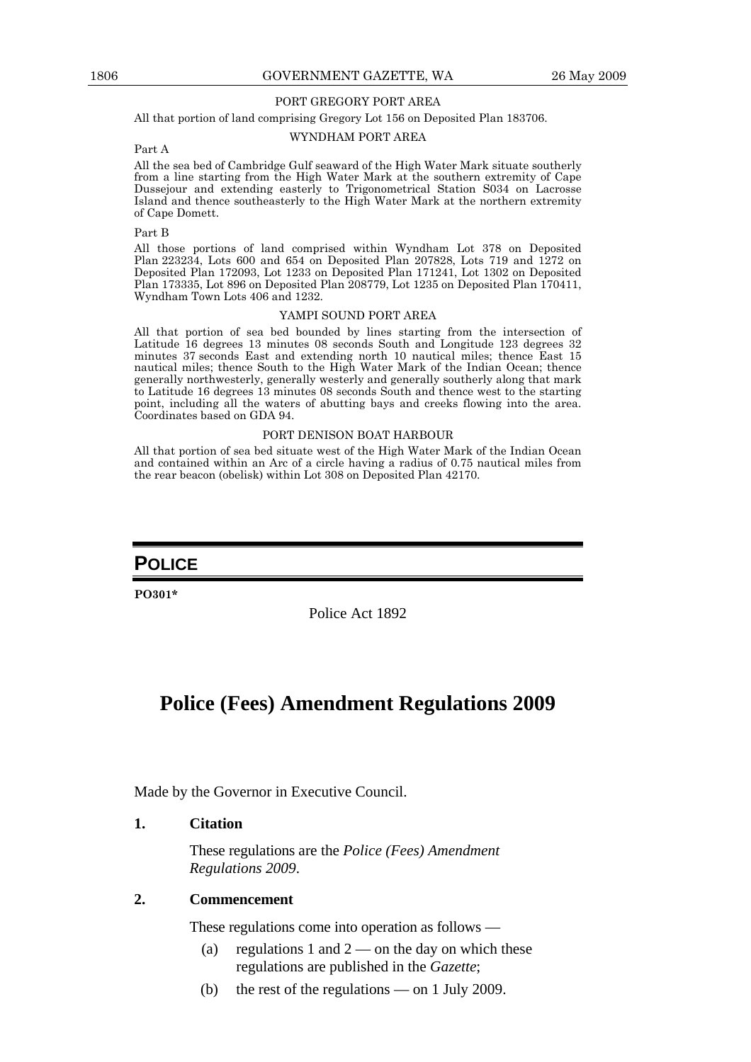PORT GREGORY PORT AREA

All that portion of land comprising Gregory Lot 156 on Deposited Plan 183706.

WYNDHAM PORT AREA

Part A

All the sea bed of Cambridge Gulf seaward of the High Water Mark situate southerly from a line starting from the High Water Mark at the southern extremity of Cape Dussejour and extending easterly to Trigonometrical Station S034 on Lacrosse Island and thence southeasterly to the High Water Mark at the northern extremity of Cape Domett.

Part B

All those portions of land comprised within Wyndham Lot 378 on Deposited Plan 223234, Lots 600 and 654 on Deposited Plan 207828, Lots 719 and 1272 on Deposited Plan 172093, Lot 1233 on Deposited Plan 171241, Lot 1302 on Deposited Plan 173335, Lot 896 on Deposited Plan 208779, Lot 1235 on Deposited Plan 170411, Wyndham Town Lots 406 and 1232.

YAMPI SOUND PORT AREA

All that portion of sea bed bounded by lines starting from the intersection of Latitude 16 degrees 13 minutes 08 seconds South and Longitude 123 degrees 32 minutes 37 seconds East and extending north 10 nautical miles; thence East 15 nautical miles; thence South to the High Water Mark of the Indian Ocean; thence generally northwesterly, generally westerly and generally southerly along that mark to Latitude 16 degrees 13 minutes 08 seconds South and thence west to the starting point, including all the waters of abutting bays and creeks flowing into the area. Coordinates based on GDA 94.

PORT DENISON BOAT HARBOUR

All that portion of sea bed situate west of the High Water Mark of the Indian Ocean and contained within an Arc of a circle having a radius of 0.75 nautical miles from the rear beacon (obelisk) within Lot 308 on Deposited Plan 42170.

## POLICE

**PO301***

Police Act 1892

# Police (Fees) Amendment Regulations 2009

Made by the Governor in Executive Council.

**1. Citation**

These regulations are the *Police (Fees) Amendment Regulations 2009*.

**2. Commencement**

These regulations come into operation as follows —

(a) regulations 1 and 2 — on the day on which these regulations are published in the *Gazette*;

(b) the rest of the regulations — on 1 July 2009.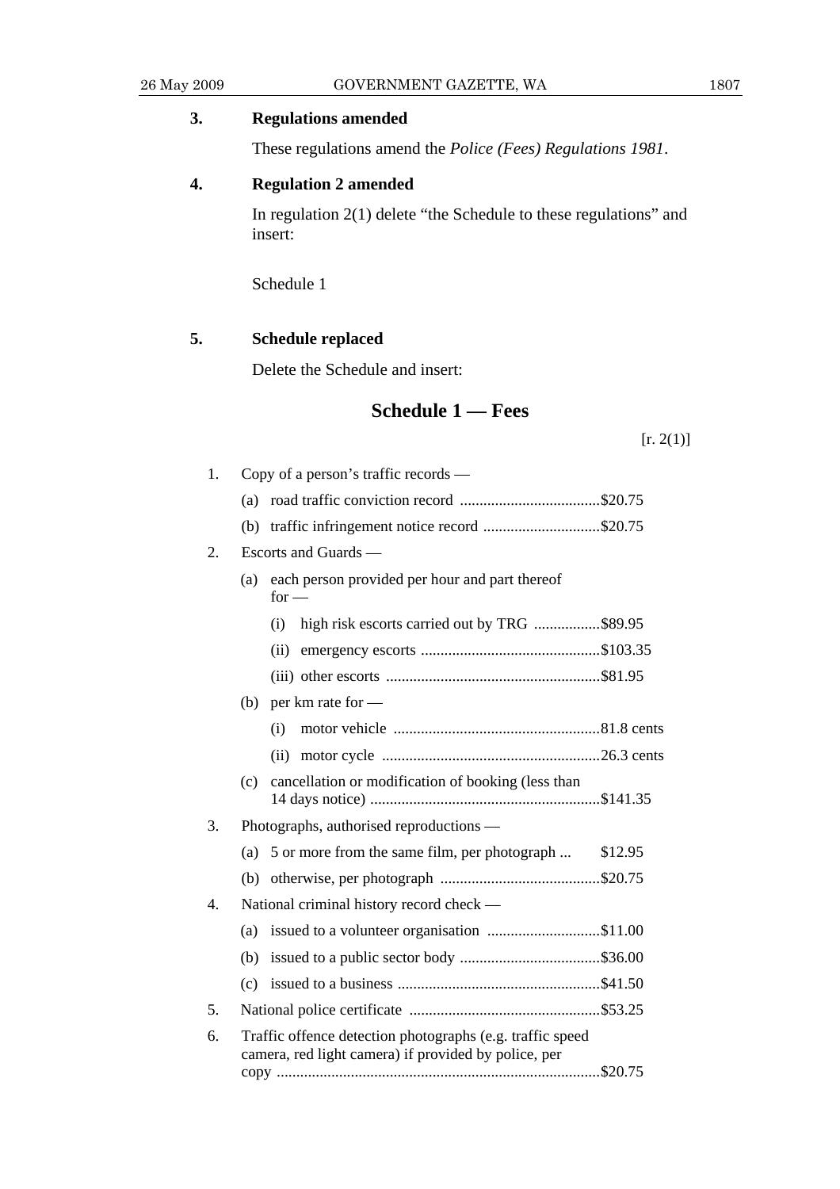**3. Regulations amended**

These regulations amend the *Police (Fees) Regulations 1981*.

**4. Regulation 2 amended**

In regulation 2(1) delete "the Schedule to these regulations" and insert:

Schedule 1

**5. Schedule replaced**

Delete the Schedule and insert:

## Schedule 1 — Fees

[r. 2(1)]

1. Copy of a person's traffic records —
   - (a) road traffic conviction record .................................... $20.75
   - (b) traffic infringement notice record .............................. $20.75
2. Escorts and Guards —
   - (a) each person provided per hour and part thereof for —
     - (i) high risk escorts carried out by TRG ................. $89.95
     - (ii) emergency escorts .............................................. $103.35
     - (iii) other escorts ....................................................... $81.95
   - (b) per km rate for —
     - (i) motor vehicle ..................................................... 81.8 cents
     - (ii) motor cycle ........................................................ 26.3 cents
   - (c) cancellation or modification of booking (less than 14 days notice) ........................................................... $141.35
3. Photographs, authorised reproductions —
   - (a) 5 or more from the same film, per photograph ... $12.95
   - (b) otherwise, per photograph ......................................... $20.75
4. National criminal history record check —
   - (a) issued to a volunteer organisation ............................. $11.00
   - (b) issued to a public sector body .................................... $36.00
   - (c) issued to a business .................................................... $41.50
5. National police certificate ................................................. $53.25
6. Traffic offence detection photographs (e.g. traffic speed camera, red light camera) if provided by police, per copy .................................................................................. $20.75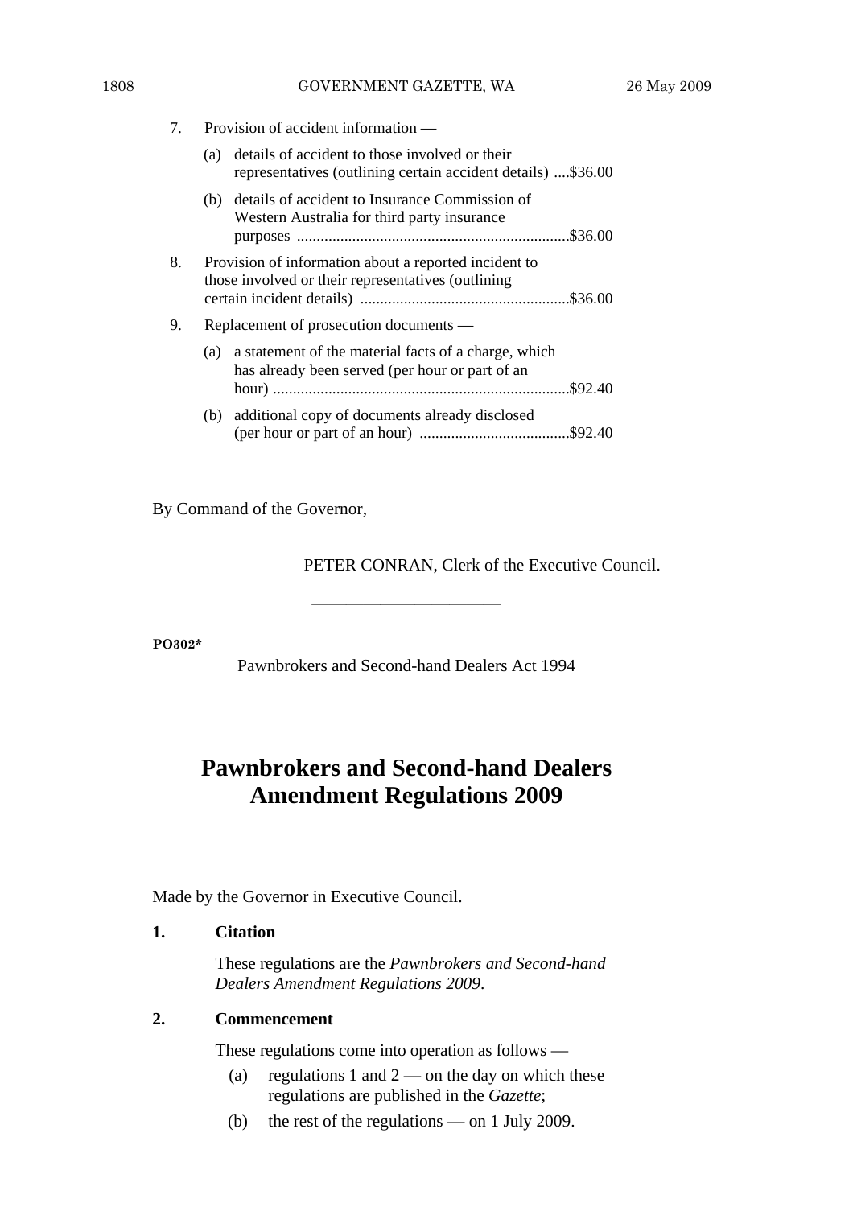7. Provision of accident information —

   (a) details of accident to those involved or their representatives (outlining certain accident details) ....$36.00

   (b) details of accident to Insurance Commission of Western Australia for third party insurance purposes ....................................................................$36.00

8. Provision of information about a reported incident to those involved or their representatives (outlining certain incident details) ....................................................$36.00

9. Replacement of prosecution documents —

   (a) a statement of the material facts of a charge, which has already been served (per hour or part of an hour) ..........................................................................$92.40

   (b) additional copy of documents already disclosed (per hour or part of an hour) ......................................$92.40

By Command of the Governor,

PETER CONRAN, Clerk of the Executive Council.

---

**PO302***

Pawnbrokers and Second-hand Dealers Act 1994

# Pawnbrokers and Second-hand Dealers Amendment Regulations 2009

Made by the Governor in Executive Council.

**1. Citation**

These regulations are the *Pawnbrokers and Second-hand Dealers Amendment Regulations 2009*.

**2. Commencement**

These regulations come into operation as follows —

(a) regulations 1 and 2 — on the day on which these regulations are published in the *Gazette*;

(b) the rest of the regulations — on 1 July 2009.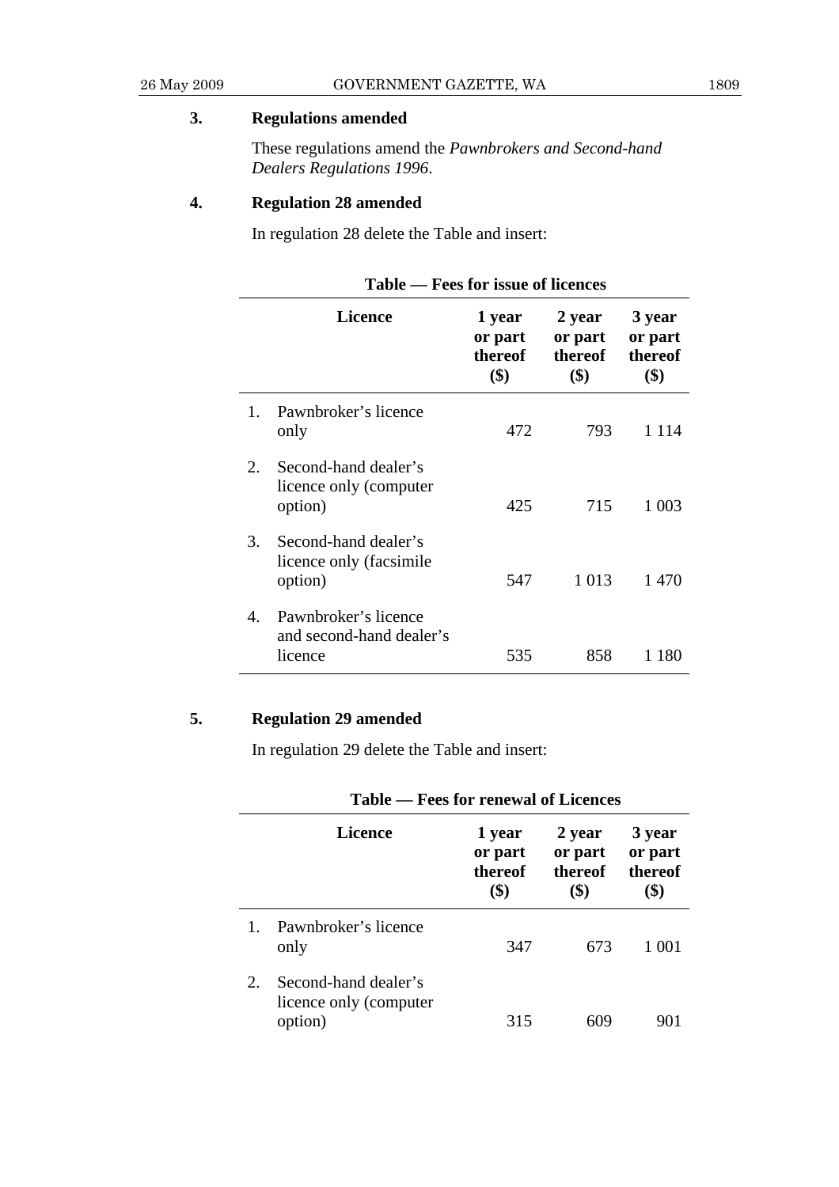**3. Regulations amended**

These regulations amend the *Pawnbrokers and Second-hand Dealers Regulations 1996*.

**4. Regulation 28 amended**

In regulation 28 delete the Table and insert:

**Table — Fees for issue of licences**

| | Licence | 1 year or part thereof ($) | 2 year or part thereof ($) | 3 year or part thereof ($) |
|---|---|---|---|---|
| 1. | Pawnbroker's licence only | 472 | 793 | 1 114 |
| 2. | Second-hand dealer's licence only (computer option) | 425 | 715 | 1 003 |
| 3. | Second-hand dealer's licence only (facsimile option) | 547 | 1 013 | 1 470 |
| 4. | Pawnbroker's licence and second-hand dealer's licence | 535 | 858 | 1 180 |

**5. Regulation 29 amended**

In regulation 29 delete the Table and insert:

**Table — Fees for renewal of Licences**

| | Licence | 1 year or part thereof ($) | 2 year or part thereof ($) | 3 year or part thereof ($) |
|---|---|---|---|---|
| 1. | Pawnbroker's licence only | 347 | 673 | 1 001 |
| 2. | Second-hand dealer's licence only (computer option) | 315 | 609 | 901 |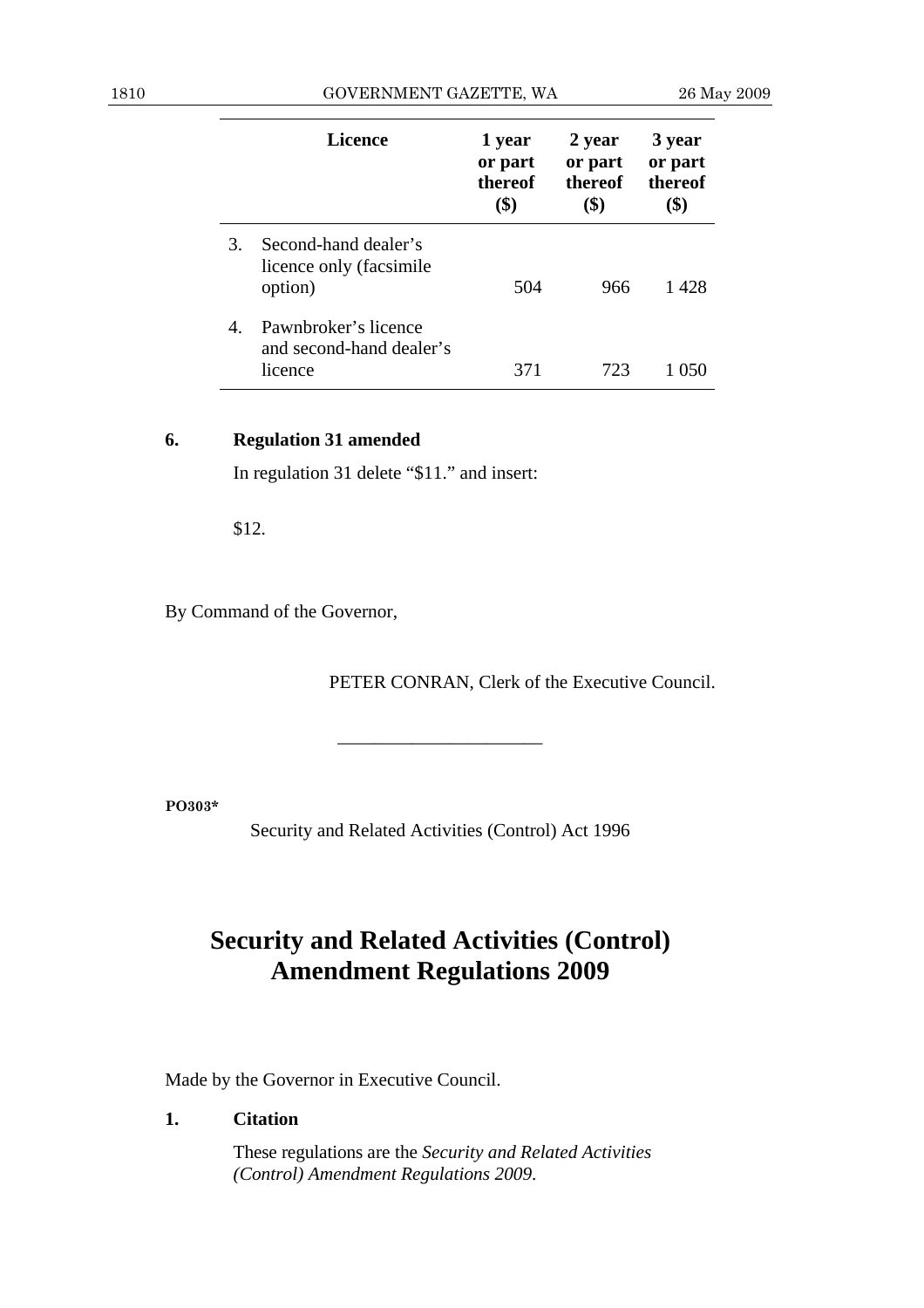| | Licence | 1 year or part thereof ($) | 2 year or part thereof ($) | 3 year or part thereof ($) |
|---|---|---|---|---|
| 3. | Second-hand dealer's licence only (facsimile option) | 504 | 966 | 1 428 |
| 4. | Pawnbroker's licence and second-hand dealer's licence | 371 | 723 | 1 050 |

**6. Regulation 31 amended**

In regulation 31 delete "$11." and insert:

$12.

By Command of the Governor,

PETER CONRAN, Clerk of the Executive Council.

---

**PO303***

Security and Related Activities (Control) Act 1996

# Security and Related Activities (Control) Amendment Regulations 2009

Made by the Governor in Executive Council.

**1. Citation**

These regulations are the *Security and Related Activities (Control) Amendment Regulations 2009*.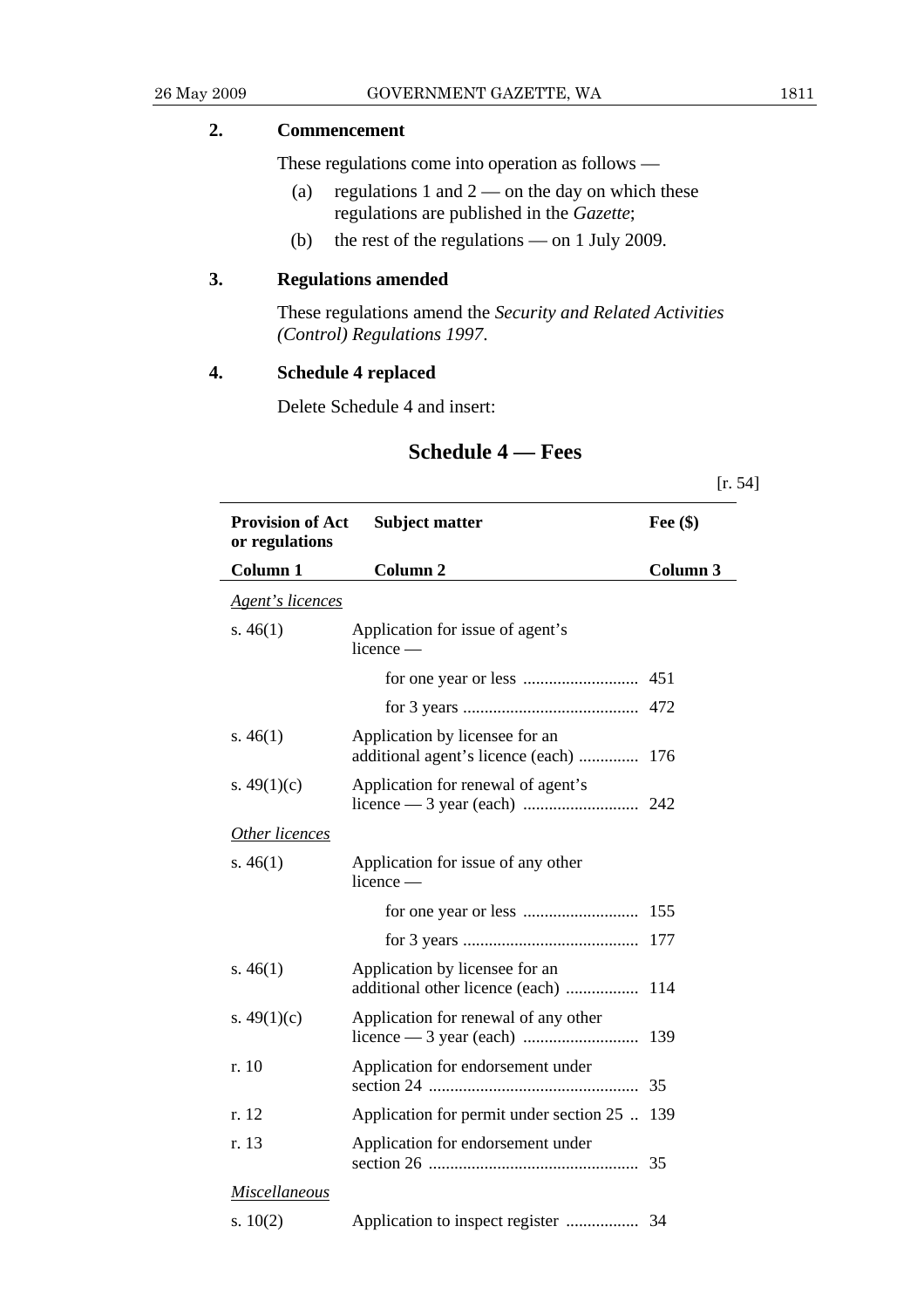**2. Commencement**

These regulations come into operation as follows —

(a) regulations 1 and 2 — on the day on which these regulations are published in the *Gazette*;

(b) the rest of the regulations — on 1 July 2009.

**3. Regulations amended**

These regulations amend the *Security and Related Activities (Control) Regulations 1997*.

**4. Schedule 4 replaced**

Delete Schedule 4 and insert:

## Schedule 4 — Fees

[r. 54]

| Provision of Act or regulations | Subject matter | Fee ($) |
|---|---|---|
| **Column 1** | **Column 2** | **Column 3** |
| *Agent's licences* | | |
| s. 46(1) | Application for issue of agent's licence — | |
| | for one year or less | 451 |
| | for 3 years | 472 |
| s. 46(1) | Application by licensee for an additional agent's licence (each) | 176 |
| s. 49(1)(c) | Application for renewal of agent's licence — 3 year (each) | 242 |
| *Other licences* | | |
| s. 46(1) | Application for issue of any other licence — | |
| | for one year or less | 155 |
| | for 3 years | 177 |
| s. 46(1) | Application by licensee for an additional other licence (each) | 114 |
| s. 49(1)(c) | Application for renewal of any other licence — 3 year (each) | 139 |
| r. 10 | Application for endorsement under section 24 | 35 |
| r. 12 | Application for permit under section 25 | 139 |
| r. 13 | Application for endorsement under section 26 | 35 |
| *Miscellaneous* | | |
| s. 10(2) | Application to inspect register | 34 |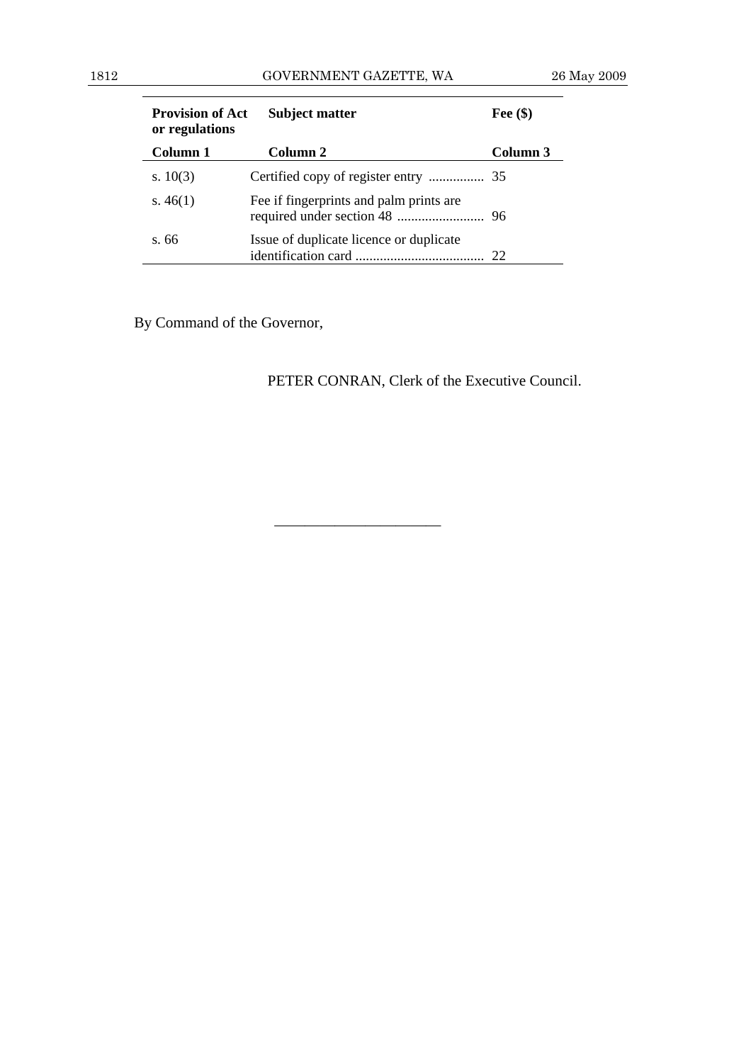| Provision of Act or regulations | Subject matter | Fee ($) |
| --- | --- | --- |
| Column 1 | Column 2 | Column 3 |
| s. 10(3) | Certified copy of register entry | 35 |
| s. 46(1) | Fee if fingerprints and palm prints are required under section 48 | 96 |
| s. 66 | Issue of duplicate licence or duplicate identification card | 22 |

By Command of the Governor,

PETER CONRAN, Clerk of the Executive Council.

---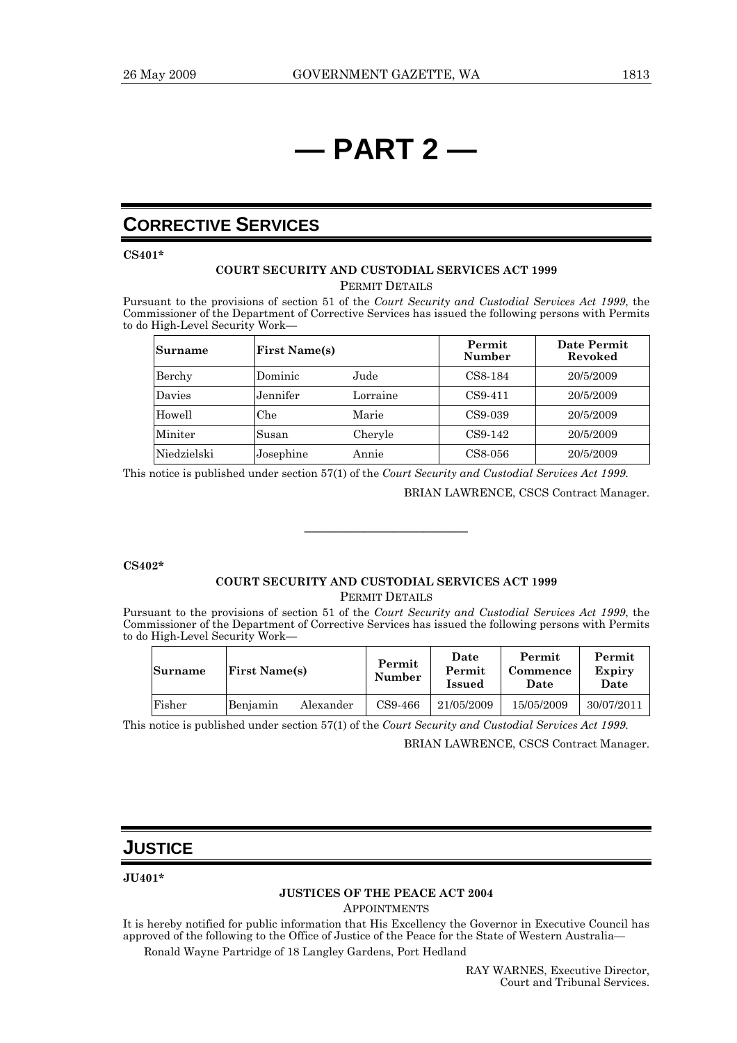# — PART 2 —

## CORRECTIVE SERVICES

**CS401***

**COURT SECURITY AND CUSTODIAL SERVICES ACT 1999**

PERMIT DETAILS

Pursuant to the provisions of section 51 of the *Court Security and Custodial Services Act 1999*, the Commissioner of the Department of Corrective Services has issued the following persons with Permits to do High-Level Security Work—

| Surname | First Name(s) | | Permit Number | Date Permit Revoked |
|---|---|---|---|---|
| Berchy | Dominic | Jude | CS8-184 | 20/5/2009 |
| Davies | Jennifer | Lorraine | CS9-411 | 20/5/2009 |
| Howell | Che | Marie | CS9-039 | 20/5/2009 |
| Miniter | Susan | Cheryle | CS9-142 | 20/5/2009 |
| Niedzielski | Josephine | Annie | CS8-056 | 20/5/2009 |

This notice is published under section 57(1) of the *Court Security and Custodial Services Act 1999.*

BRIAN LAWRENCE, CSCS Contract Manager.

---

**CS402***

**COURT SECURITY AND CUSTODIAL SERVICES ACT 1999**

PERMIT DETAILS

Pursuant to the provisions of section 51 of the *Court Security and Custodial Services Act 1999*, the Commissioner of the Department of Corrective Services has issued the following persons with Permits to do High-Level Security Work—

| Surname | First Name(s) | | Permit Number | Date Permit Issued | Permit Commence Date | Permit Expiry Date |
|---|---|---|---|---|---|---|
| Fisher | Benjamin | Alexander | CS9-466 | 21/05/2009 | 15/05/2009 | 30/07/2011 |

This notice is published under section 57(1) of the *Court Security and Custodial Services Act 1999.*

BRIAN LAWRENCE, CSCS Contract Manager.

## JUSTICE

**JU401***

**JUSTICES OF THE PEACE ACT 2004**

APPOINTMENTS

It is hereby notified for public information that His Excellency the Governor in Executive Council has approved of the following to the Office of Justice of the Peace for the State of Western Australia—

Ronald Wayne Partridge of 18 Langley Gardens, Port Hedland

RAY WARNES, Executive Director,
Court and Tribunal Services.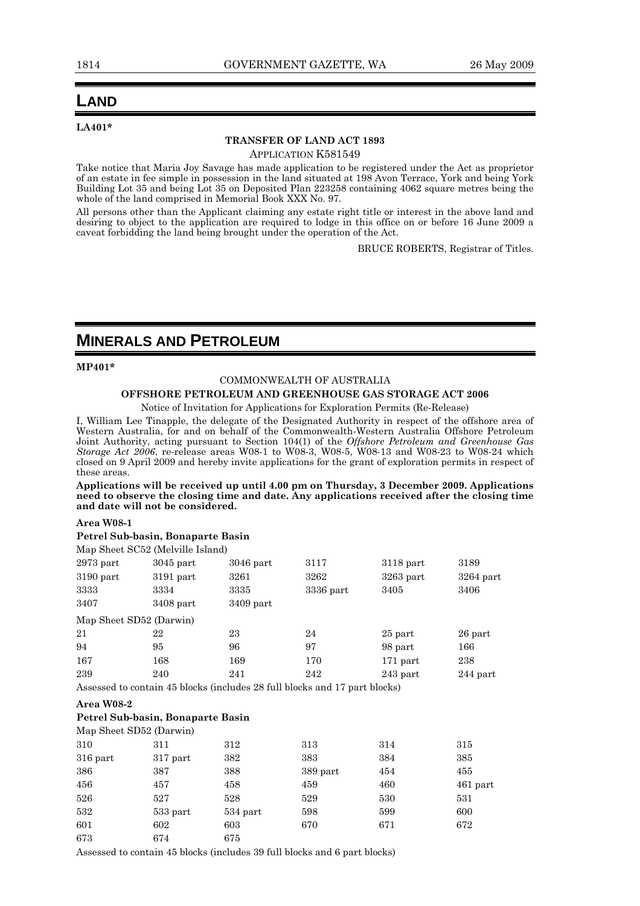# LAND

**LA401***

**TRANSFER OF LAND ACT 1893**

APPLICATION K581549

Take notice that Maria Joy Savage has made application to be registered under the Act as proprietor of an estate in fee simple in possession in the land situated at 198 Avon Terrace, York and being York Building Lot 35 and being Lot 35 on Deposited Plan 223258 containing 4062 square metres being the whole of the land comprised in Memorial Book XXX No. 97.

All persons other than the Applicant claiming any estate right title or interest in the above land and desiring to object to the application are required to lodge in this office on or before 16 June 2009 a caveat forbidding the land being brought under the operation of the Act.

BRUCE ROBERTS, Registrar of Titles.

# MINERALS AND PETROLEUM

**MP401***

COMMONWEALTH OF AUSTRALIA

**OFFSHORE PETROLEUM AND GREENHOUSE GAS STORAGE ACT 2006**

Notice of Invitation for Applications for Exploration Permits (Re-Release)

I, William Lee Tinapple, the delegate of the Designated Authority in respect of the offshore area of Western Australia, for and on behalf of the Commonwealth-Western Australia Offshore Petroleum Joint Authority, acting pursuant to Section 104(1) of the *Offshore Petroleum and Greenhouse Gas Storage Act 2006*, re-release areas W08-1 to W08-3, W08-5, W08-13 and W08-23 to W08-24 which closed on 9 April 2009 and hereby invite applications for the grant of exploration permits in respect of these areas.

**Applications will be received up until 4.00 pm on Thursday, 3 December 2009. Applications need to observe the closing time and date. Any applications received after the closing time and date will not be considered.**

**Area W08-1**

**Petrel Sub-basin, Bonaparte Basin**

Map Sheet SC52 (Melville Island)

| | | | | | |
|---|---|---|---|---|---|
| 2973 part | 3045 part | 3046 part | 3117 | 3118 part | 3189 |
| 3190 part | 3191 part | 3261 | 3262 | 3263 part | 3264 part |
| 3333 | 3334 | 3335 | 3336 part | 3405 | 3406 |
| 3407 | 3408 part | 3409 part | | | |

Map Sheet SD52 (Darwin)

| | | | | | |
|---|---|---|---|---|---|
| 21 | 22 | 23 | 24 | 25 part | 26 part |
| 94 | 95 | 96 | 97 | 98 part | 166 |
| 167 | 168 | 169 | 170 | 171 part | 238 |
| 239 | 240 | 241 | 242 | 243 part | 244 part |

Assessed to contain 45 blocks (includes 28 full blocks and 17 part blocks)

**Area W08-2**

**Petrel Sub-basin, Bonaparte Basin**

Map Sheet SD52 (Darwin)

| | | | | | |
|---|---|---|---|---|---|
| 310 | 311 | 312 | 313 | 314 | 315 |
| 316 part | 317 part | 382 | 383 | 384 | 385 |
| 386 | 387 | 388 | 389 part | 454 | 455 |
| 456 | 457 | 458 | 459 | 460 | 461 part |
| 526 | 527 | 528 | 529 | 530 | 531 |
| 532 | 533 part | 534 part | 598 | 599 | 600 |
| 601 | 602 | 603 | 670 | 671 | 672 |
| 673 | 674 | 675 | | | |

Assessed to contain 45 blocks (includes 39 full blocks and 6 part blocks)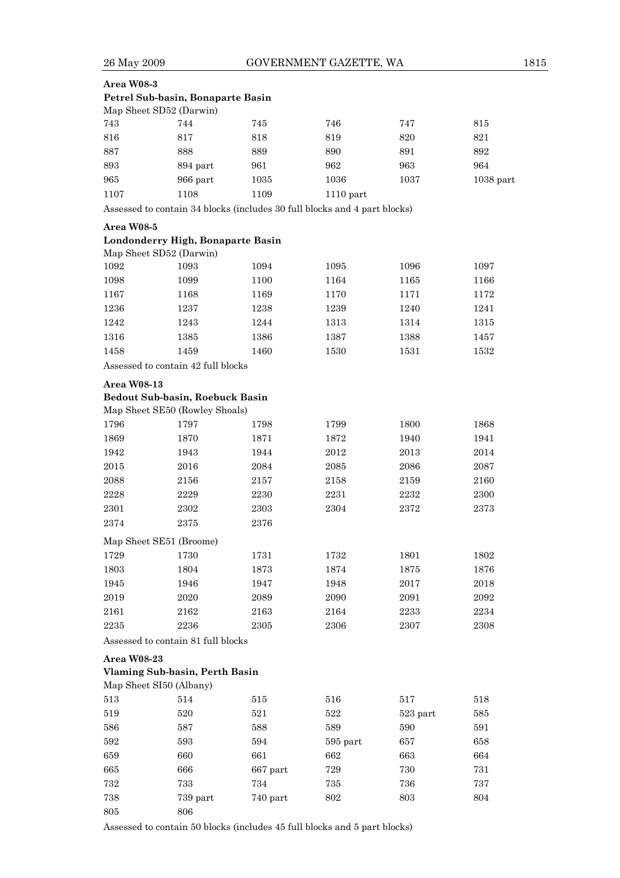**Area W08-3**

**Petrel Sub-basin, Bonaparte Basin**

Map Sheet SD52 (Darwin)

| | | | | | |
|---|---|---|---|---|---|
| 743 | 744 | 745 | 746 | 747 | 815 |
| 816 | 817 | 818 | 819 | 820 | 821 |
| 887 | 888 | 889 | 890 | 891 | 892 |
| 893 | 894 part | 961 | 962 | 963 | 964 |
| 965 | 966 part | 1035 | 1036 | 1037 | 1038 part |
| 1107 | 1108 | 1109 | 1110 part | | |

Assessed to contain 34 blocks (includes 30 full blocks and 4 part blocks)

**Area W08-5**

**Londonderry High, Bonaparte Basin**

Map Sheet SD52 (Darwin)

| | | | | | |
|---|---|---|---|---|---|
| 1092 | 1093 | 1094 | 1095 | 1096 | 1097 |
| 1098 | 1099 | 1100 | 1164 | 1165 | 1166 |
| 1167 | 1168 | 1169 | 1170 | 1171 | 1172 |
| 1236 | 1237 | 1238 | 1239 | 1240 | 1241 |
| 1242 | 1243 | 1244 | 1313 | 1314 | 1315 |
| 1316 | 1385 | 1386 | 1387 | 1388 | 1457 |
| 1458 | 1459 | 1460 | 1530 | 1531 | 1532 |

Assessed to contain 42 full blocks

**Area W08-13**

**Bedout Sub-basin, Roebuck Basin**

Map Sheet SE50 (Rowley Shoals)

| | | | | | |
|---|---|---|---|---|---|
| 1796 | 1797 | 1798 | 1799 | 1800 | 1868 |
| 1869 | 1870 | 1871 | 1872 | 1940 | 1941 |
| 1942 | 1943 | 1944 | 2012 | 2013 | 2014 |
| 2015 | 2016 | 2084 | 2085 | 2086 | 2087 |
| 2088 | 2156 | 2157 | 2158 | 2159 | 2160 |
| 2228 | 2229 | 2230 | 2231 | 2232 | 2300 |
| 2301 | 2302 | 2303 | 2304 | 2372 | 2373 |
| 2374 | 2375 | 2376 | | | |

Map Sheet SE51 (Broome)

| | | | | | |
|---|---|---|---|---|---|
| 1729 | 1730 | 1731 | 1732 | 1801 | 1802 |
| 1803 | 1804 | 1873 | 1874 | 1875 | 1876 |
| 1945 | 1946 | 1947 | 1948 | 2017 | 2018 |
| 2019 | 2020 | 2089 | 2090 | 2091 | 2092 |
| 2161 | 2162 | 2163 | 2164 | 2233 | 2234 |
| 2235 | 2236 | 2305 | 2306 | 2307 | 2308 |

Assessed to contain 81 full blocks

**Area W08-23**

**Vlaming Sub-basin, Perth Basin**

Map Sheet SI50 (Albany)

| | | | | | |
|---|---|---|---|---|---|
| 513 | 514 | 515 | 516 | 517 | 518 |
| 519 | 520 | 521 | 522 | 523 part | 585 |
| 586 | 587 | 588 | 589 | 590 | 591 |
| 592 | 593 | 594 | 595 part | 657 | 658 |
| 659 | 660 | 661 | 662 | 663 | 664 |
| 665 | 666 | 667 part | 729 | 730 | 731 |
| 732 | 733 | 734 | 735 | 736 | 737 |
| 738 | 739 part | 740 part | 802 | 803 | 804 |
| 805 | 806 | | | | |

Assessed to contain 50 blocks (includes 45 full blocks and 5 part blocks)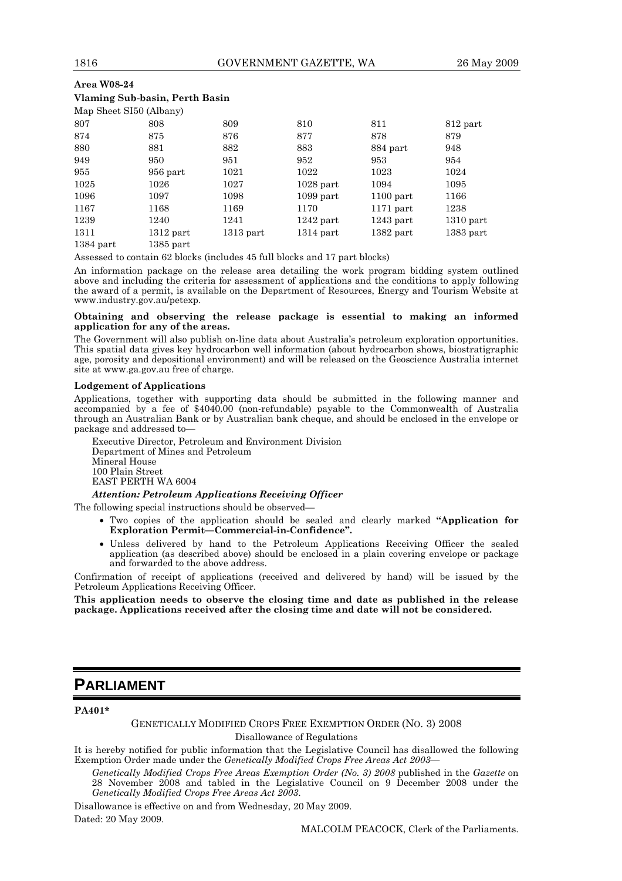**Area W08-24**

**Vlaming Sub-basin, Perth Basin**

Map Sheet SI50 (Albany)

| | | | | | |
|---|---|---|---|---|---|
| 807 | 808 | 809 | 810 | 811 | 812 part |
| 874 | 875 | 876 | 877 | 878 | 879 |
| 880 | 881 | 882 | 883 | 884 part | 948 |
| 949 | 950 | 951 | 952 | 953 | 954 |
| 955 | 956 part | 1021 | 1022 | 1023 | 1024 |
| 1025 | 1026 | 1027 | 1028 part | 1094 | 1095 |
| 1096 | 1097 | 1098 | 1099 part | 1100 part | 1166 |
| 1167 | 1168 | 1169 | 1170 | 1171 part | 1238 |
| 1239 | 1240 | 1241 | 1242 part | 1243 part | 1310 part |
| 1311 | 1312 part | 1313 part | 1314 part | 1382 part | 1383 part |
| 1384 part | 1385 part | | | | |

Assessed to contain 62 blocks (includes 45 full blocks and 17 part blocks)

An information package on the release area detailing the work program bidding system outlined above and including the criteria for assessment of applications and the conditions to apply following the award of a permit, is available on the Department of Resources, Energy and Tourism Website at www.industry.gov.au/petexp.

**Obtaining and observing the release package is essential to making an informed application for any of the areas.**

The Government will also publish on-line data about Australia's petroleum exploration opportunities. This spatial data gives key hydrocarbon well information (about hydrocarbon shows, biostratigraphic age, porosity and depositional environment) and will be released on the Geoscience Australia internet site at www.ga.gov.au free of charge.

**Lodgement of Applications**

Applications, together with supporting data should be submitted in the following manner and accompanied by a fee of $4040.00 (non-refundable) payable to the Commonwealth of Australia through an Australian Bank or by Australian bank cheque, and should be enclosed in the envelope or package and addressed to—

Executive Director, Petroleum and Environment Division
Department of Mines and Petroleum
Mineral House
100 Plain Street
EAST PERTH WA 6004

***Attention: Petroleum Applications Receiving Officer***

The following special instructions should be observed—

- Two copies of the application should be sealed and clearly marked **"Application for Exploration Permit—Commercial-in-Confidence".**
- Unless delivered by hand to the Petroleum Applications Receiving Officer the sealed application (as described above) should be enclosed in a plain covering envelope or package and forwarded to the above address.

Confirmation of receipt of applications (received and delivered by hand) will be issued by the Petroleum Applications Receiving Officer.

**This application needs to observe the closing time and date as published in the release package. Applications received after the closing time and date will not be considered.**

# PARLIAMENT

**PA401***

GENETICALLY MODIFIED CROPS FREE EXEMPTION ORDER (NO. 3) 2008

Disallowance of Regulations

It is hereby notified for public information that the Legislative Council has disallowed the following Exemption Order made under the *Genetically Modified Crops Free Areas Act 2003*—

*Genetically Modified Crops Free Areas Exemption Order (No. 3) 2008* published in the *Gazette* on 28 November 2008 and tabled in the Legislative Council on 9 December 2008 under the *Genetically Modified Crops Free Areas Act 2003*.

Disallowance is effective on and from Wednesday, 20 May 2009.

Dated: 20 May 2009.

MALCOLM PEACOCK, Clerk of the Parliaments.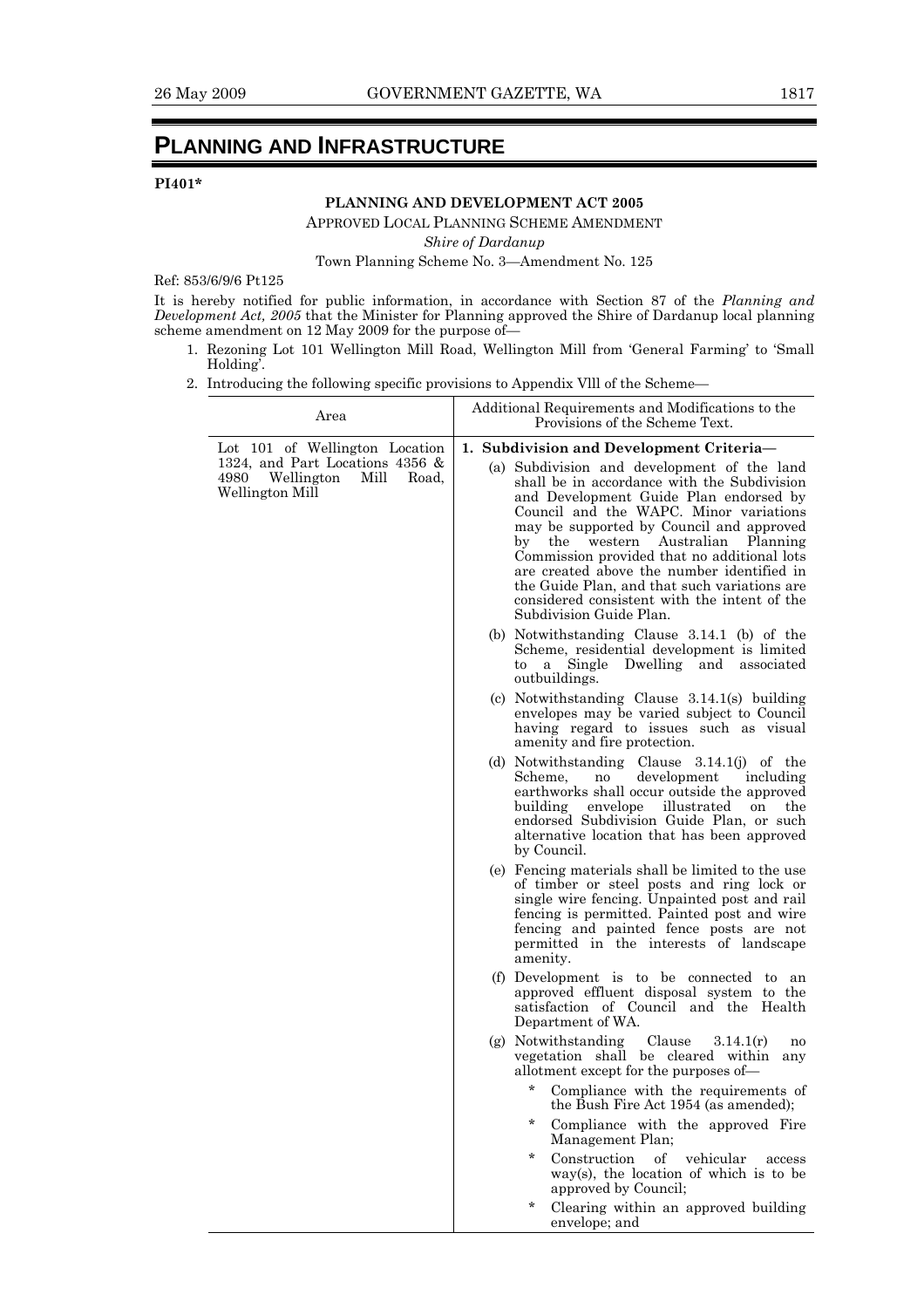# PLANNING AND INFRASTRUCTURE

**PI401***

**PLANNING AND DEVELOPMENT ACT 2005**

APPROVED LOCAL PLANNING SCHEME AMENDMENT

*Shire of Dardanup*

Town Planning Scheme No. 3—Amendment No. 125

Ref: 853/6/9/6 Pt125

It is hereby notified for public information, in accordance with Section 87 of the *Planning and Development Act, 2005* that the Minister for Planning approved the Shire of Dardanup local planning scheme amendment on 12 May 2009 for the purpose of—

1. Rezoning Lot 101 Wellington Mill Road, Wellington Mill from 'General Farming' to 'Small Holding'.
2. Introducing the following specific provisions to Appendix Vlll of the Scheme—

| Area | Additional Requirements and Modifications to the Provisions of the Scheme Text. |
|---|---|
| Lot 101 of Wellington Location 1324, and Part Locations 4356 & 4980 Wellington Mill Road, Wellington Mill | **1. Subdivision and Development Criteria—**<br>(a) Subdivision and development of the land shall be in accordance with the Subdivision and Development Guide Plan endorsed by Council and the WAPC. Minor variations may be supported by Council and approved by the western Australian Planning Commission provided that no additional lots are created above the number identified in the Guide Plan, and that such variations are considered consistent with the intent of the Subdivision Guide Plan.<br>(b) Notwithstanding Clause 3.14.1 (b) of the Scheme, residential development is limited to a Single Dwelling and associated outbuildings.<br>(c) Notwithstanding Clause 3.14.1(s) building envelopes may be varied subject to Council having regard to issues such as visual amenity and fire protection.<br>(d) Notwithstanding Clause 3.14.1(j) of the Scheme, no development including earthworks shall occur outside the approved building envelope illustrated on the endorsed Subdivision Guide Plan, or such alternative location that has been approved by Council.<br>(e) Fencing materials shall be limited to the use of timber or steel posts and ring lock or single wire fencing. Unpainted post and rail fencing is permitted. Painted post and wire fencing and painted fence posts are not permitted in the interests of landscape amenity.<br>(f) Development is to be connected to an approved effluent disposal system to the satisfaction of Council and the Health Department of WA.<br>(g) Notwithstanding Clause 3.14.1(r) no vegetation shall be cleared within any allotment except for the purposes of—<br>* Compliance with the requirements of the Bush Fire Act 1954 (as amended);<br>* Compliance with the approved Fire Management Plan;<br>* Construction of vehicular access way(s), the location of which is to be approved by Council;<br>* Clearing within an approved building envelope; and |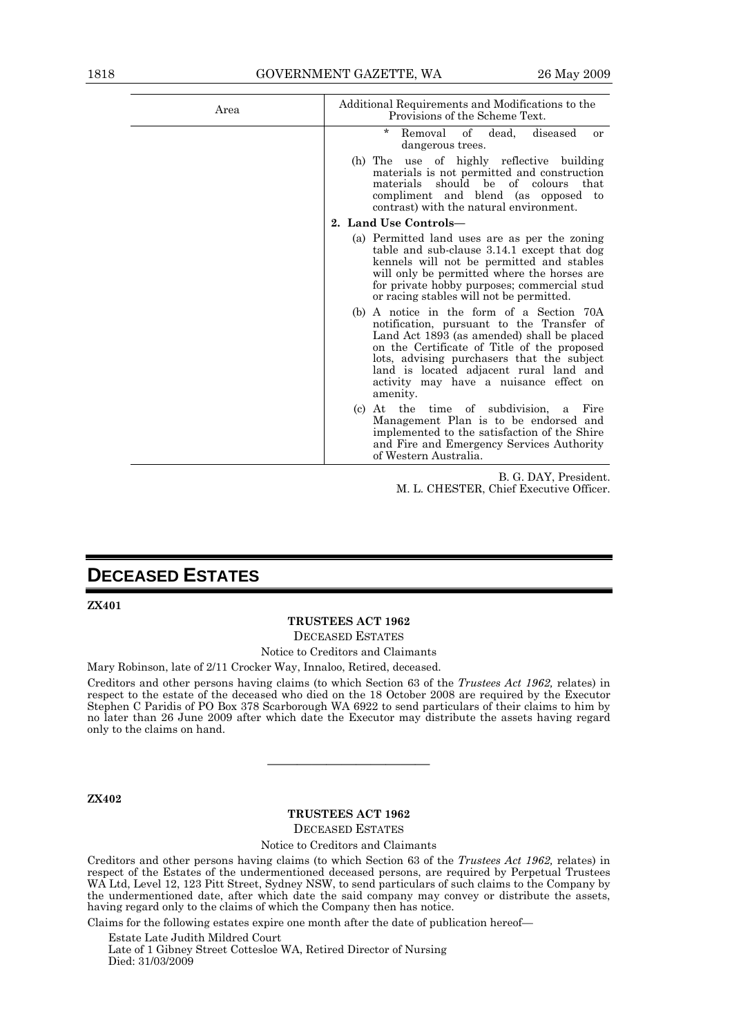| Area | Additional Requirements and Modifications to the Provisions of the Scheme Text. |
|---|---|
| | * Removal of dead, diseased or dangerous trees. |
| | (h) The use of highly reflective building materials is not permitted and construction materials should be of colours that compliment and blend (as opposed to contrast) with the natural environment. |
| | **2. Land Use Controls—** |
| | (a) Permitted land uses are as per the zoning table and sub-clause 3.14.1 except that dog kennels will not be permitted and stables will only be permitted where the horses are for private hobby purposes; commercial stud or racing stables will not be permitted. |
| | (b) A notice in the form of a Section 70A notification, pursuant to the Transfer of Land Act 1893 (as amended) shall be placed on the Certificate of Title of the proposed lots, advising purchasers that the subject land is located adjacent rural land and activity may have a nuisance effect on amenity. |
| | (c) At the time of subdivision, a Fire Management Plan is to be endorsed and implemented to the satisfaction of the Shire and Fire and Emergency Services Authority of Western Australia. |

B. G. DAY, President.
M. L. CHESTER, Chief Executive Officer.

# DECEASED ESTATES

**ZX401**

**TRUSTEES ACT 1962**

DECEASED ESTATES

Notice to Creditors and Claimants

Mary Robinson, late of 2/11 Crocker Way, Innaloo, Retired, deceased.

Creditors and other persons having claims (to which Section 63 of the *Trustees Act 1962,* relates) in respect to the estate of the deceased who died on the 18 October 2008 are required by the Executor Stephen C Paridis of PO Box 378 Scarborough WA 6922 to send particulars of their claims to him by no later than 26 June 2009 after which date the Executor may distribute the assets having regard only to the claims on hand.

---

**ZX402**

**TRUSTEES ACT 1962**

DECEASED ESTATES

Notice to Creditors and Claimants

Creditors and other persons having claims (to which Section 63 of the *Trustees Act 1962,* relates) in respect of the Estates of the undermentioned deceased persons, are required by Perpetual Trustees WA Ltd, Level 12, 123 Pitt Street, Sydney NSW, to send particulars of such claims to the Company by the undermentioned date, after which date the said company may convey or distribute the assets, having regard only to the claims of which the Company then has notice.

Claims for the following estates expire one month after the date of publication hereof—

Estate Late Judith Mildred Court
Late of 1 Gibney Street Cottesloe WA, Retired Director of Nursing
Died: 31/03/2009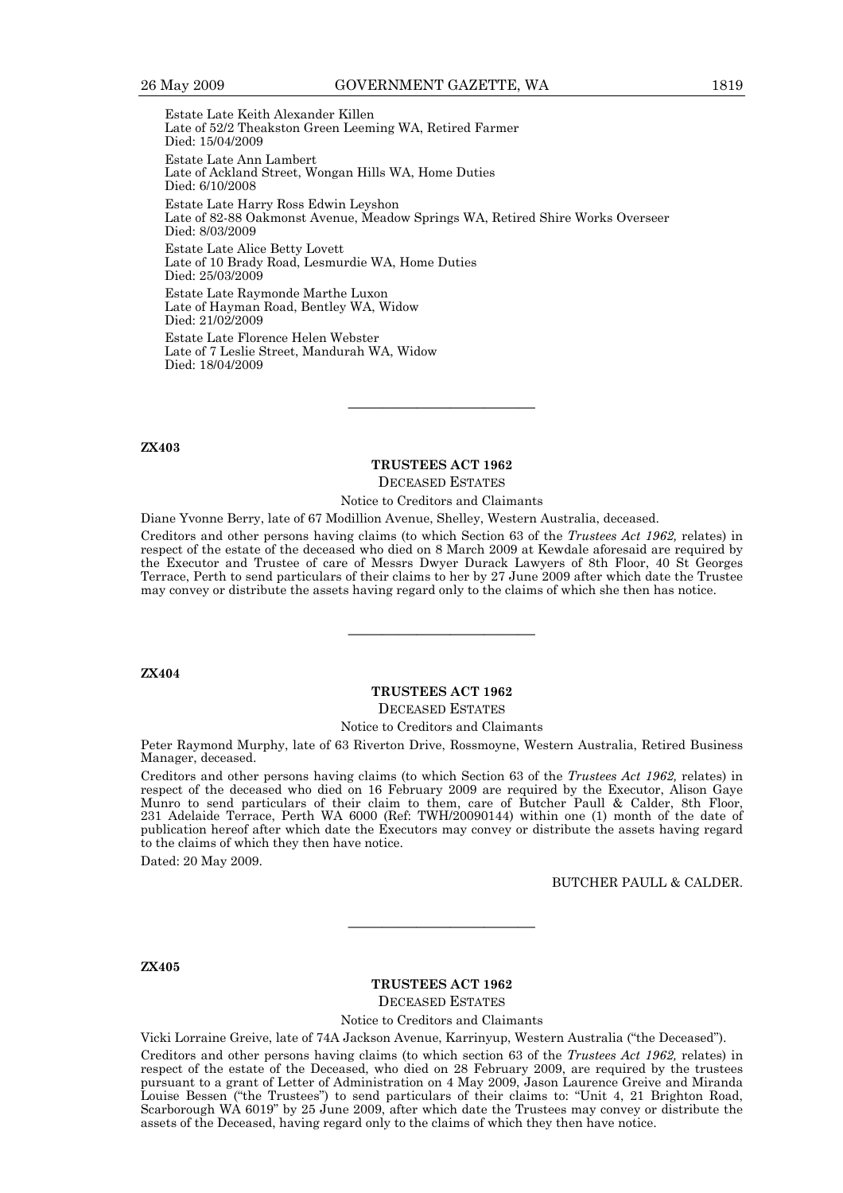Estate Late Keith Alexander Killen
Late of 52/2 Theakston Green Leeming WA, Retired Farmer
Died: 15/04/2009

Estate Late Ann Lambert
Late of Ackland Street, Wongan Hills WA, Home Duties
Died: 6/10/2008

Estate Late Harry Ross Edwin Leyshon
Late of 82-88 Oakmonst Avenue, Meadow Springs WA, Retired Shire Works Overseer
Died: 8/03/2009

Estate Late Alice Betty Lovett
Late of 10 Brady Road, Lesmurdie WA, Home Duties
Died: 25/03/2009

Estate Late Raymonde Marthe Luxon
Late of Hayman Road, Bentley WA, Widow
Died: 21/02/2009

Estate Late Florence Helen Webster
Late of 7 Leslie Street, Mandurah WA, Widow
Died: 18/04/2009

---

**ZX403**

**TRUSTEES ACT 1962**

DECEASED ESTATES

Notice to Creditors and Claimants

Diane Yvonne Berry, late of 67 Modillion Avenue, Shelley, Western Australia, deceased.

Creditors and other persons having claims (to which Section 63 of the *Trustees Act 1962,* relates) in respect of the estate of the deceased who died on 8 March 2009 at Kewdale aforesaid are required by the Executor and Trustee of care of Messrs Dwyer Durack Lawyers of 8th Floor, 40 St Georges Terrace, Perth to send particulars of their claims to her by 27 June 2009 after which date the Trustee may convey or distribute the assets having regard only to the claims of which she then has notice.

---

**ZX404**

**TRUSTEES ACT 1962**

DECEASED ESTATES

Notice to Creditors and Claimants

Peter Raymond Murphy, late of 63 Riverton Drive, Rossmoyne, Western Australia, Retired Business Manager, deceased.

Creditors and other persons having claims (to which Section 63 of the *Trustees Act 1962,* relates) in respect of the deceased who died on 16 February 2009 are required by the Executor, Alison Gaye Munro to send particulars of their claim to them, care of Butcher Paull & Calder, 8th Floor, 231 Adelaide Terrace, Perth WA 6000 (Ref: TWH/20090144) within one (1) month of the date of publication hereof after which date the Executors may convey or distribute the assets having regard to the claims of which they then have notice.

Dated: 20 May 2009.

BUTCHER PAULL & CALDER.

---

**ZX405**

**TRUSTEES ACT 1962**

DECEASED ESTATES

Notice to Creditors and Claimants

Vicki Lorraine Greive, late of 74A Jackson Avenue, Karrinyup, Western Australia ("the Deceased").

Creditors and other persons having claims (to which section 63 of the *Trustees Act 1962,* relates) in respect of the estate of the Deceased, who died on 28 February 2009, are required by the trustees pursuant to a grant of Letter of Administration on 4 May 2009, Jason Laurence Greive and Miranda Louise Bessen ("the Trustees") to send particulars of their claims to: "Unit 4, 21 Brighton Road, Scarborough WA 6019" by 25 June 2009, after which date the Trustees may convey or distribute the assets of the Deceased, having regard only to the claims of which they then have notice.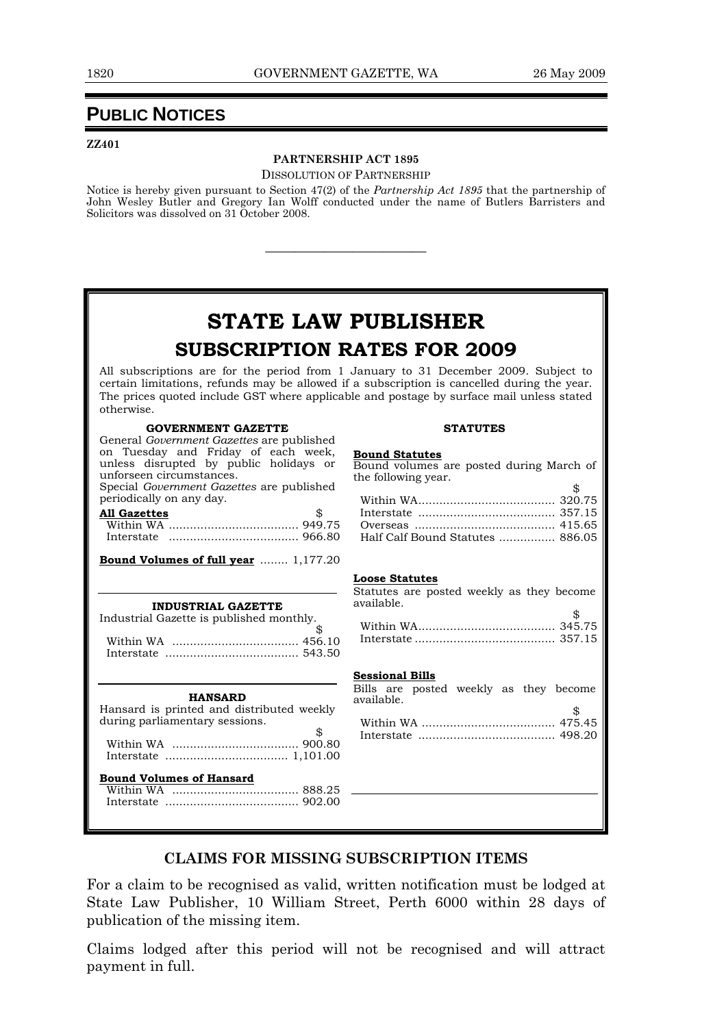## PUBLIC NOTICES

**ZZ401**

**PARTNERSHIP ACT 1895**

DISSOLUTION OF PARTNERSHIP

Notice is hereby given pursuant to Section 47(2) of the *Partnership Act 1895* that the partnership of John Wesley Butler and Gregory Ian Wolff conducted under the name of Butlers Barristers and Solicitors was dissolved on 31 October 2008.

---

# STATE LAW PUBLISHER

## SUBSCRIPTION RATES FOR 2009

All subscriptions are for the period from 1 January to 31 December 2009. Subject to certain limitations, refunds may be allowed if a subscription is cancelled during the year. The prices quoted include GST where applicable and postage by surface mail unless stated otherwise.

### GOVERNMENT GAZETTE

General *Government Gazettes* are published on Tuesday and Friday of each week, unless disrupted by public holidays or unforseen circumstances.

Special *Government Gazettes* are published periodically on any day.

| **All Gazettes** | $ |
|---|---|
| Within WA | 949.75 |
| Interstate | 966.80 |

**Bound Volumes of full year** ........ 1,177.20

### INDUSTRIAL GAZETTE

Industrial Gazette is published monthly.

| | $ |
|---|---|
| Within WA | 456.10 |
| Interstate | 543.50 |

### HANSARD

Hansard is printed and distributed weekly during parliamentary sessions.

| | $ |
|---|---|
| Within WA | 900.80 |
| Interstate | 1,101.00 |

**Bound Volumes of Hansard**

| | |
|---|---|
| Within WA | 888.25 |
| Interstate | 902.00 |

### STATUTES

**Bound Statutes**

Bound volumes are posted during March of the following year.

| | $ |
|---|---|
| Within WA | 320.75 |
| Interstate | 357.15 |
| Overseas | 415.65 |
| Half Calf Bound Statutes | 886.05 |

**Loose Statutes**

Statutes are posted weekly as they become available.

| | $ |
|---|---|
| Within WA | 345.75 |
| Interstate | 357.15 |

**Sessional Bills**

Bills are posted weekly as they become available.

| | $ |
|---|---|
| Within WA | 475.45 |
| Interstate | 498.20 |

### CLAIMS FOR MISSING SUBSCRIPTION ITEMS

For a claim to be recognised as valid, written notification must be lodged at State Law Publisher, 10 William Street, Perth 6000 within 28 days of publication of the missing item.

Claims lodged after this period will not be recognised and will attract payment in full.